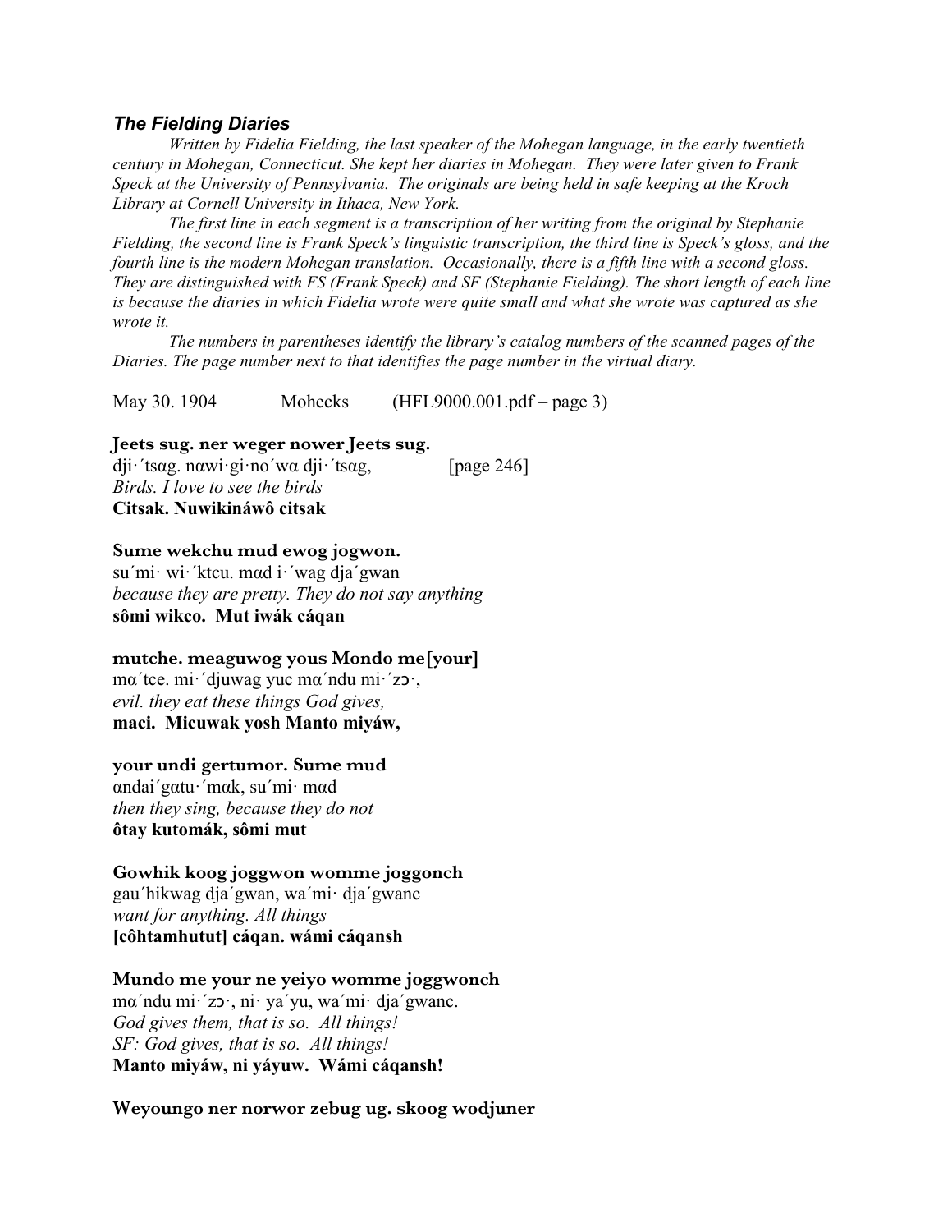### *The Fielding Diaries*

*Written by Fidelia Fielding, the last speaker of the Mohegan language, in the early twentieth century in Mohegan, Connecticut. She kept her diaries in Mohegan. They were later given to Frank Speck at the University of Pennsylvania. The originals are being held in safe keeping at the Kroch Library at Cornell University in Ithaca, New York.*

*The first line in each segment is a transcription of her writing from the original by Stephanie Fielding, the second line is Frank Speck's linguistic transcription, the third line is Speck's gloss, and the fourth line is the modern Mohegan translation. Occasionally, there is a fifth line with a second gloss. They are distinguished with FS (Frank Speck) and SF (Stephanie Fielding). The short length of each line is because the diaries in which Fidelia wrote were quite small and what she wrote was captured as she wrote it.*

*The numbers in parentheses identify the library's catalog numbers of the scanned pages of the Diaries. The page number next to that identifies the page number in the virtual diary.*

May 30. 1904 Mohecks (HFL9000.001.pdf – page 3)

**Jeets sug. ner weger nower Jeets sug.**
dji·´tsɑg. nɑwi·gi·no´wɑ dji·´tsɑg, [page 246]
*Birds. I love to see the birds*
**Citsak. Nuwikináwô citsak**

**Sume wekchu mud ewog jogwon.**
su´mi· wi·´ktcu. mɑd i·´wag dja´gwan
*because they are pretty. They do not say anything*
**sômi wikco. Mut iwák cáqan**

**mutche. meaguwog yous Mondo me[your]**
mɑ´tce. mi·´djuwag yuc mɑ´ndu mi·´zɔ·,
*evil. they eat these things God gives,*
**maci. Micuwak yosh Manto miyáw,**

**your undi gertumor. Sume mud**
ɑndai´gɑtu·´mɑk, su´mi· mɑd
*then they sing, because they do not*
**ôtay kutomák, sômi mut**

**Gowhik koog joggwon womme joggonch**
gau´hikwag dja´gwan, wa´mi· dja´gwanc
*want for anything. All things*
**[côhtamhutut] cáqan. wámi cáqansh**

**Mundo me your ne yeiyo womme joggwonch**
mɑ´ndu mi·´zɔ·, ni· ya´yu, wa´mi· dja´gwanc.
*God gives them, that is so. All things!*
*SF: God gives, that is so. All things!*
**Manto miyáw, ni yáyuw. Wámi cáqansh!**

**Weyoungo ner norwor zebug ug. skoog wodjuner**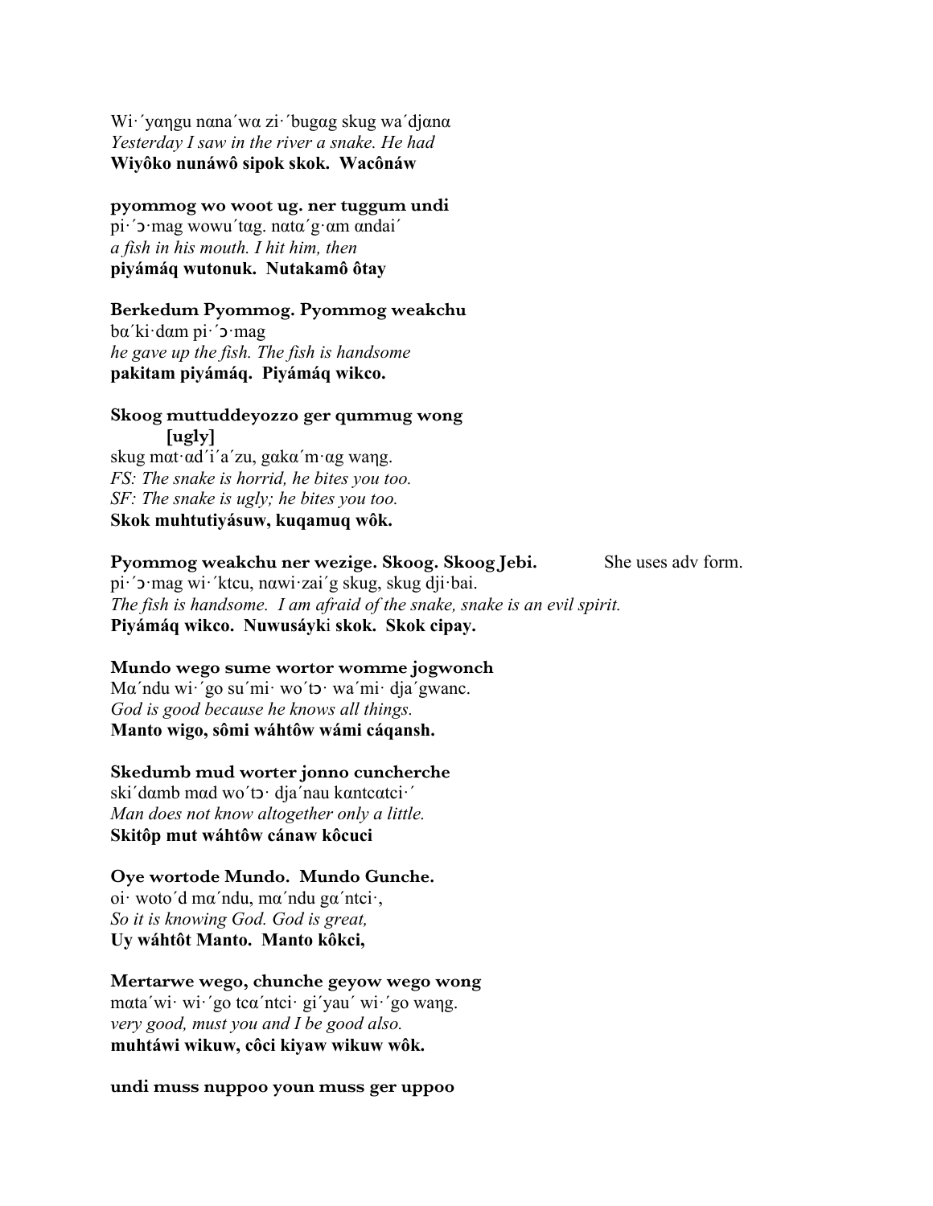Wi·´yαŋgu nαna´wα zi·´bugαg skug wa´djαnα
*Yesterday I saw in the river a snake. He had*
**Wiyôko nunáwô sipok skok. Wacônáw**

**pyommog wo woot ug. ner tuggum undi**
pi·´ɔ·mag wowu´tαg. nαtα´g·αm αndai´
*a fish in his mouth. I hit him, then*
**piyámáq wutonuk. Nutakamô ôtay**

**Berkedum Pyommog. Pyommog weakchu**
bα´ki·dαm pi·´ɔ·mag
*he gave up the fish. The fish is handsome*
**pakitam piyámáq. Piyámáq wikco.**

**Skoog muttuddeyozzo ger qummug wong**
**[ugly]**
skug mαt·αd´i´a´zu, gαkα´m·αg waŋg.
*FS: The snake is horrid, he bites you too.*
*SF: The snake is ugly; he bites you too.*
**Skok muhtutiyásuw, kuqamuq wôk.**

**Pyommog weakchu ner wezige. Skoog. Skoog Jebi.** She uses adv form.
pi·´ɔ·mag wi·´ktcu, nαwi·zai´g skug, skug dji·bai.
*The fish is handsome. I am afraid of the snake, snake is an evil spirit.*
**Piyámáq wikco. Nuwusáyki skok. Skok cipay.**

**Mundo wego sume wortor womme jogwonch**
Mα´ndu wi·´go su´mi· wo´tɔ· wa´mi· dja´gwanc.
*God is good because he knows all things.*
**Manto wigo, sômi wáhtôw wámi cáqansh.**

**Skedumb mud worter jonno cuncherche**
ski´dαmb mαd wo´tɔ· dja´nau kαntcαtci·´
*Man does not know altogether only a little.*
**Skitôp mut wáhtôw cánaw kôcuci**

**Oye wortode Mundo. Mundo Gunche.**
oi· woto´d mα´ndu, mα´ndu gα´ntci·,
*So it is knowing God. God is great,*
**Uy wáhtôt Manto. Manto kôkci,**

**Mertarwe wego, chunche geyow wego wong**
mαta´wi· wi·´go tcα´ntci· gi´yau´ wi·´go waŋg.
*very good, must you and I be good also.*
**muhtáwi wikuw, côci kiyaw wikuw wôk.**

**undi muss nuppoo youn muss ger uppoo**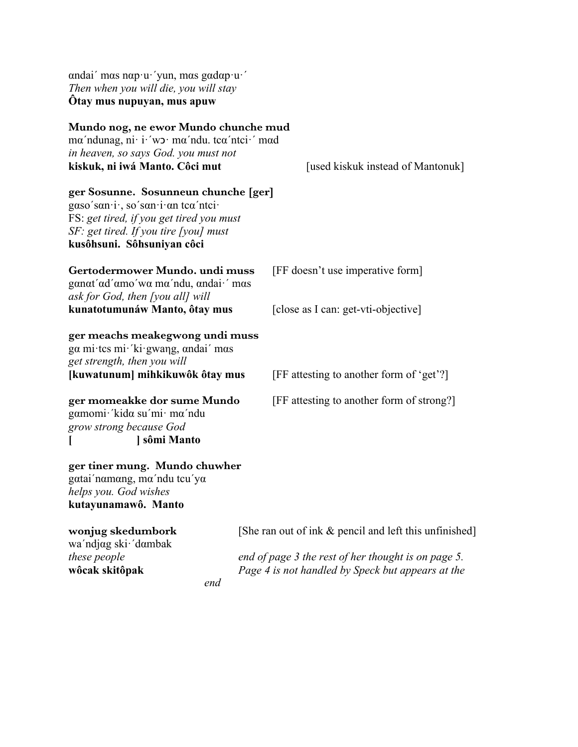ɑndai´ mɑs nɑp·u·´yun, mɑs gɑdɑp·u·´
*Then when you will die, you will stay*
**Ôtay mus nupuyan, mus apuw**

**Mundo nog, ne ewor Mundo chunche mud**
mɑ´ndunag, ni· i·´wɔ· mɑ´ndu. tcɑ´ntci·´ mɑd
*in heaven, so says God. you must not*
**kiskuk, ni iwá Manto. Côci mut** [used kiskuk instead of Mantonuk]

**ger Sosunne. Sosunneun chunche [ger]**
gɑso´sɑn·i·, so´sɑn·i·ɑn tcɑ´ntci·
FS: *get tired, if you get tired you must*
*SF: get tired. If you tire [you] must*
**kusôhsuni. Sôhsuniyan côci**

**Gertodermower Mundo. undi muss** [FF doesn't use imperative form]
gɑnɑt´ɑd´ɑmo´wɑ mɑ´ndu, ɑndai·´ mɑs
*ask for God, then [you all] will*
**kunatotumunáw Manto, ôtay mus** [close as I can: get-vti-objective]

**ger meachs meakegwong undi muss**
gɑ mi·tcs mi·´ki·gwaŋg, ɑndai´ mɑs
*get strength, then you will*
**[kuwatunum] mihkikuwôk ôtay mus** [FF attesting to another form of 'get'?]

**ger momeakke dor sume Mundo** [FF attesting to another form of strong?]
gɑmomi·´kidɑ su´mi· mɑ´ndu
*grow strong because God*
**[ ] sômi Manto**

**ger tiner mung. Mundo chuwher**
gɑtai´nɑmɑng, mɑ´ndu tcu´yɑ
*helps you. God wishes*
**kutayunamawô. Manto**

**wonjug skedumbork** [She ran out of ink & pencil and left this unfinished]
wa´ndjɑg ski·´dɑmbak
*these people* *end of page 3 the rest of her thought is on page 5.*
**wôcak skitôpak** *Page 4 is not handled by Speck but appears at the end*